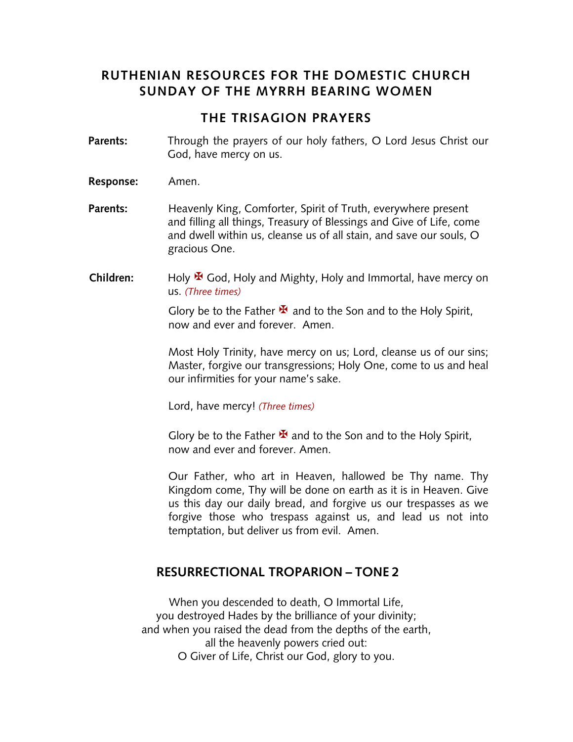# RUTHENIAN RESOURCES FOR THE DOMESTIC CHURCH
# SUNDAY OF THE MYRRH BEARING WOMEN

## THE TRISAGION PRAYERS

**Parents:** Through the prayers of our holy fathers, O Lord Jesus Christ our God, have mercy on us.

**Response:** Amen.

**Parents:** Heavenly King, Comforter, Spirit of Truth, everywhere present and filling all things, Treasury of Blessings and Give of Life, come and dwell within us, cleanse us of all stain, and save our souls, O gracious One.

**Children:** Holy ✠ God, Holy and Mighty, Holy and Immortal, have mercy on us. *(Three times)*

Glory be to the Father ✠ and to the Son and to the Holy Spirit, now and ever and forever. Amen.

Most Holy Trinity, have mercy on us; Lord, cleanse us of our sins; Master, forgive our transgressions; Holy One, come to us and heal our infirmities for your name's sake.

Lord, have mercy! *(Three times)*

Glory be to the Father ✠ and to the Son and to the Holy Spirit, now and ever and forever. Amen.

Our Father, who art in Heaven, hallowed be Thy name. Thy Kingdom come, Thy will be done on earth as it is in Heaven. Give us this day our daily bread, and forgive us our trespasses as we forgive those who trespass against us, and lead us not into temptation, but deliver us from evil. Amen.

## RESURRECTIONAL TROPARION – TONE 2

When you descended to death, O Immortal Life,
you destroyed Hades by the brilliance of your divinity;
and when you raised the dead from the depths of the earth,
all the heavenly powers cried out:
O Giver of Life, Christ our God, glory to you.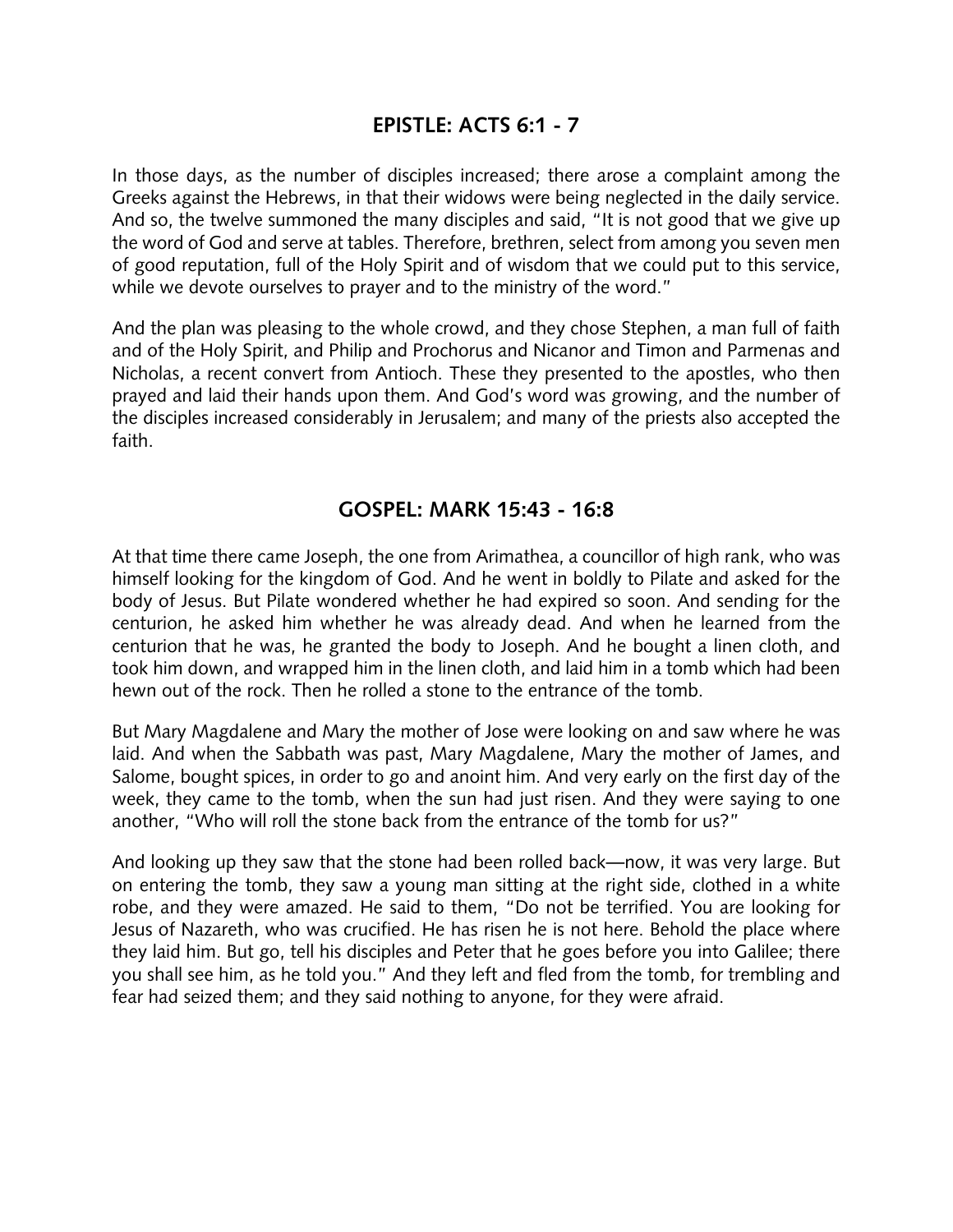## EPISTLE: ACTS 6:1 - 7

In those days, as the number of disciples increased; there arose a complaint among the Greeks against the Hebrews, in that their widows were being neglected in the daily service. And so, the twelve summoned the many disciples and said, "It is not good that we give up the word of God and serve at tables. Therefore, brethren, select from among you seven men of good reputation, full of the Holy Spirit and of wisdom that we could put to this service, while we devote ourselves to prayer and to the ministry of the word."

And the plan was pleasing to the whole crowd, and they chose Stephen, a man full of faith and of the Holy Spirit, and Philip and Prochorus and Nicanor and Timon and Parmenas and Nicholas, a recent convert from Antioch. These they presented to the apostles, who then prayed and laid their hands upon them. And God's word was growing, and the number of the disciples increased considerably in Jerusalem; and many of the priests also accepted the faith.

## GOSPEL: MARK 15:43 - 16:8

At that time there came Joseph, the one from Arimathea, a councillor of high rank, who was himself looking for the kingdom of God. And he went in boldly to Pilate and asked for the body of Jesus. But Pilate wondered whether he had expired so soon. And sending for the centurion, he asked him whether he was already dead. And when he learned from the centurion that he was, he granted the body to Joseph. And he bought a linen cloth, and took him down, and wrapped him in the linen cloth, and laid him in a tomb which had been hewn out of the rock. Then he rolled a stone to the entrance of the tomb.

But Mary Magdalene and Mary the mother of Jose were looking on and saw where he was laid. And when the Sabbath was past, Mary Magdalene, Mary the mother of James, and Salome, bought spices, in order to go and anoint him. And very early on the first day of the week, they came to the tomb, when the sun had just risen. And they were saying to one another, "Who will roll the stone back from the entrance of the tomb for us?"

And looking up they saw that the stone had been rolled back—now, it was very large. But on entering the tomb, they saw a young man sitting at the right side, clothed in a white robe, and they were amazed. He said to them, "Do not be terrified. You are looking for Jesus of Nazareth, who was crucified. He has risen he is not here. Behold the place where they laid him. But go, tell his disciples and Peter that he goes before you into Galilee; there you shall see him, as he told you." And they left and fled from the tomb, for trembling and fear had seized them; and they said nothing to anyone, for they were afraid.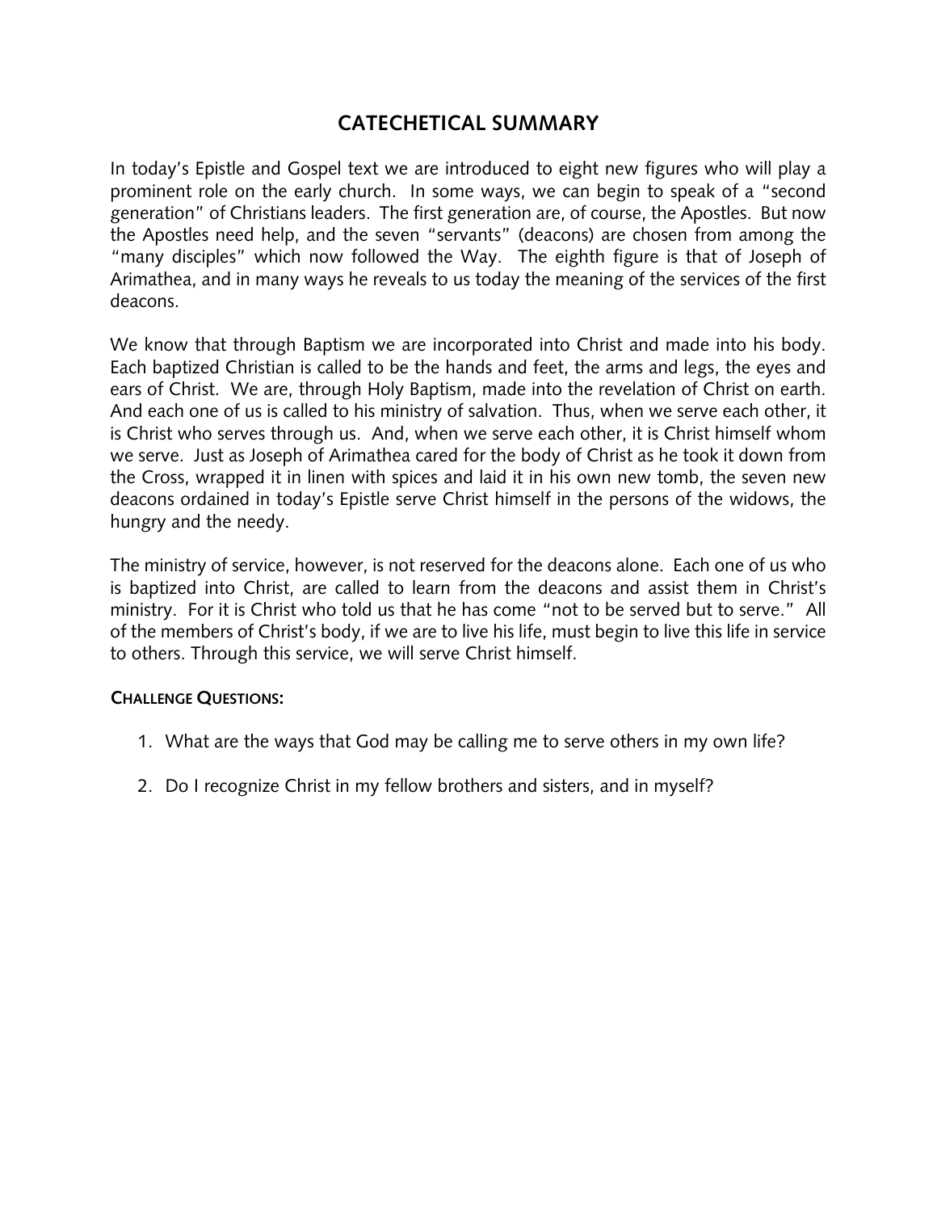## CATECHETICAL SUMMARY

In today's Epistle and Gospel text we are introduced to eight new figures who will play a prominent role on the early church. In some ways, we can begin to speak of a "second generation" of Christians leaders. The first generation are, of course, the Apostles. But now the Apostles need help, and the seven "servants" (deacons) are chosen from among the "many disciples" which now followed the Way. The eighth figure is that of Joseph of Arimathea, and in many ways he reveals to us today the meaning of the services of the first deacons.

We know that through Baptism we are incorporated into Christ and made into his body. Each baptized Christian is called to be the hands and feet, the arms and legs, the eyes and ears of Christ. We are, through Holy Baptism, made into the revelation of Christ on earth. And each one of us is called to his ministry of salvation. Thus, when we serve each other, it is Christ who serves through us. And, when we serve each other, it is Christ himself whom we serve. Just as Joseph of Arimathea cared for the body of Christ as he took it down from the Cross, wrapped it in linen with spices and laid it in his own new tomb, the seven new deacons ordained in today's Epistle serve Christ himself in the persons of the widows, the hungry and the needy.

The ministry of service, however, is not reserved for the deacons alone. Each one of us who is baptized into Christ, are called to learn from the deacons and assist them in Christ's ministry. For it is Christ who told us that he has come "not to be served but to serve." All of the members of Christ's body, if we are to live his life, must begin to live this life in service to others. Through this service, we will serve Christ himself.

**CHALLENGE QUESTIONS:**

1. What are the ways that God may be calling me to serve others in my own life?

2. Do I recognize Christ in my fellow brothers and sisters, and in myself?